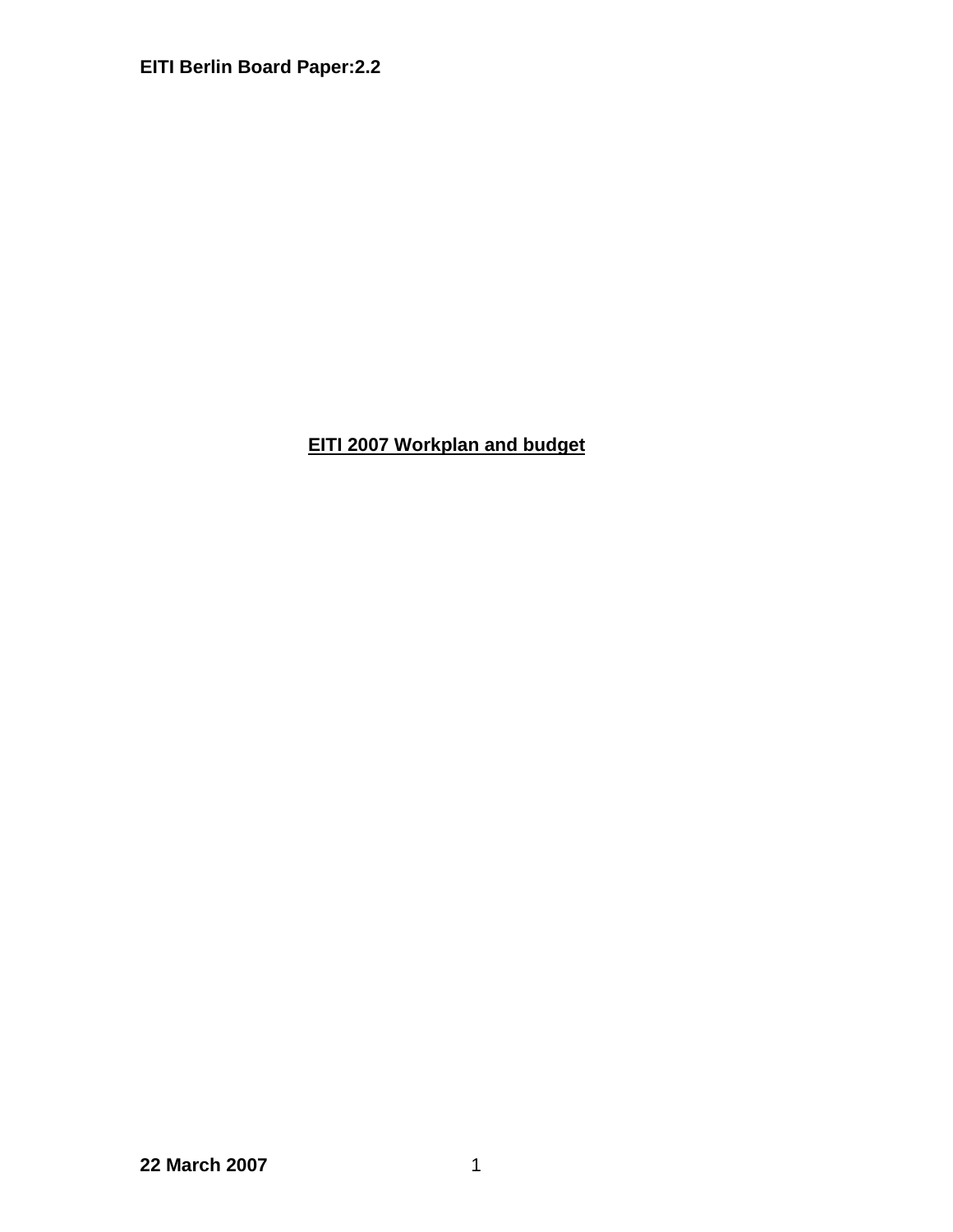**EITI Berlin Board Paper:2.2**

# EITI 2007 Workplan and budget

**22 March 2007**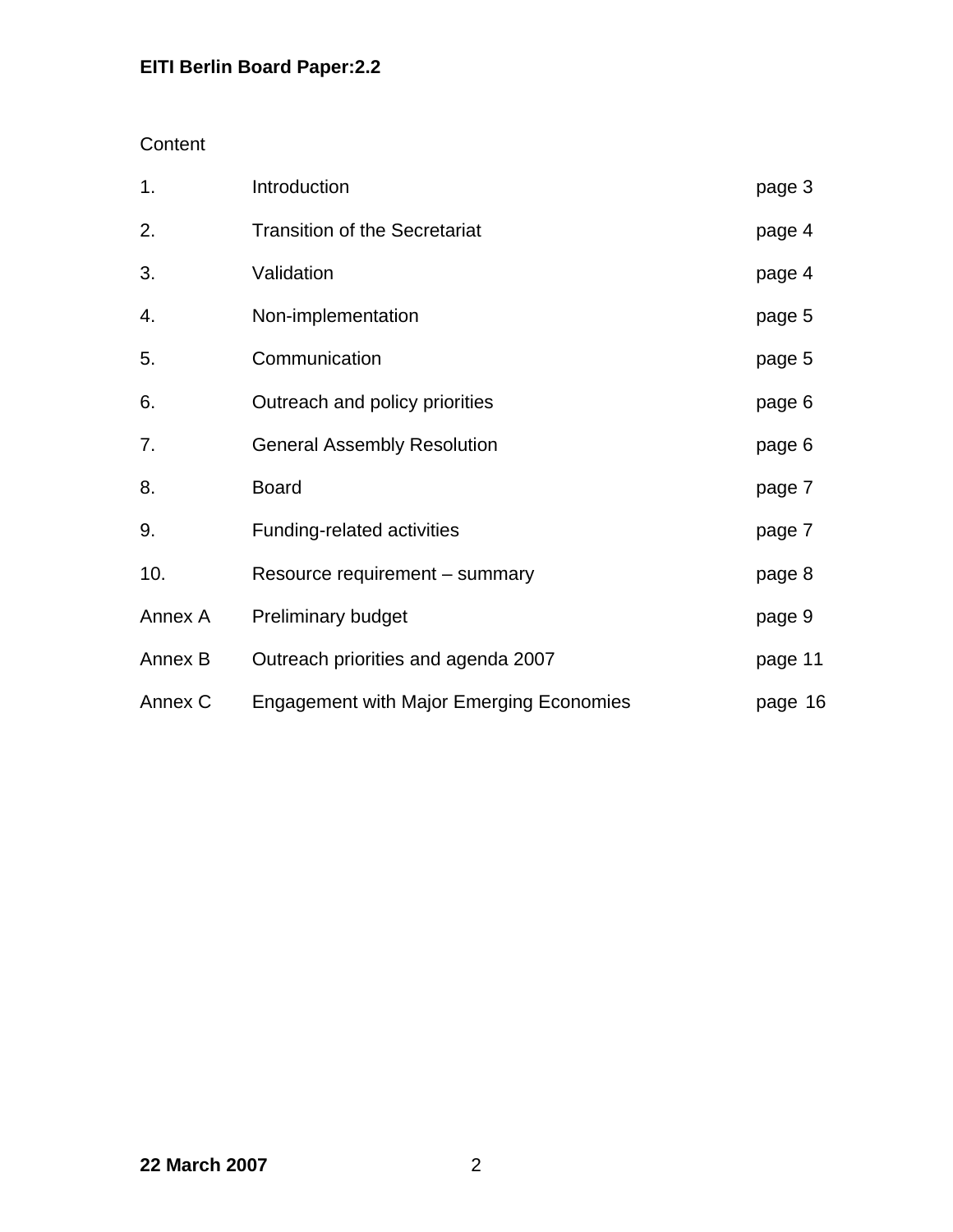Content

| | | |
|---|---|---|
| 1. | Introduction | page 3 |
| 2. | Transition of the Secretariat | page 4 |
| 3. | Validation | page 4 |
| 4. | Non-implementation | page 5 |
| 5. | Communication | page 5 |
| 6. | Outreach and policy priorities | page 6 |
| 7. | General Assembly Resolution | page 6 |
| 8. | Board | page 7 |
| 9. | Funding-related activities | page 7 |
| 10. | Resource requirement – summary | page 8 |
| Annex A | Preliminary budget | page 9 |
| Annex B | Outreach priorities and agenda 2007 | page 11 |
| Annex C | Engagement with Major Emerging Economies | page 16 |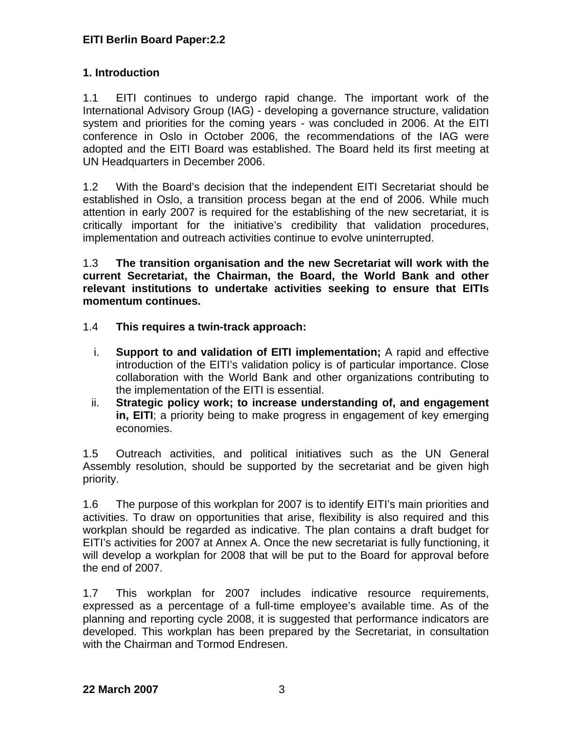**EITI Berlin Board Paper:2.2**

## 1. Introduction

1.1 EITI continues to undergo rapid change. The important work of the International Advisory Group (IAG) - developing a governance structure, validation system and priorities for the coming years - was concluded in 2006. At the EITI conference in Oslo in October 2006, the recommendations of the IAG were adopted and the EITI Board was established. The Board held its first meeting at UN Headquarters in December 2006.

1.2 With the Board's decision that the independent EITI Secretariat should be established in Oslo, a transition process began at the end of 2006. While much attention in early 2007 is required for the establishing of the new secretariat, it is critically important for the initiative's credibility that validation procedures, implementation and outreach activities continue to evolve uninterrupted.

1.3 **The transition organisation and the new Secretariat will work with the current Secretariat, the Chairman, the Board, the World Bank and other relevant institutions to undertake activities seeking to ensure that EITIs momentum continues.**

1.4 **This requires a twin-track approach:**

i. **Support to and validation of EITI implementation;** A rapid and effective introduction of the EITI's validation policy is of particular importance. Close collaboration with the World Bank and other organizations contributing to the implementation of the EITI is essential.
ii. **Strategic policy work; to increase understanding of, and engagement in, EITI**; a priority being to make progress in engagement of key emerging economies.

1.5 Outreach activities, and political initiatives such as the UN General Assembly resolution, should be supported by the secretariat and be given high priority.

1.6 The purpose of this workplan for 2007 is to identify EITI's main priorities and activities. To draw on opportunities that arise, flexibility is also required and this workplan should be regarded as indicative. The plan contains a draft budget for EITI's activities for 2007 at Annex A. Once the new secretariat is fully functioning, it will develop a workplan for 2008 that will be put to the Board for approval before the end of 2007.

1.7 This workplan for 2007 includes indicative resource requirements, expressed as a percentage of a full-time employee's available time. As of the planning and reporting cycle 2008, it is suggested that performance indicators are developed. This workplan has been prepared by the Secretariat, in consultation with the Chairman and Tormod Endresen.

**22 March 2007**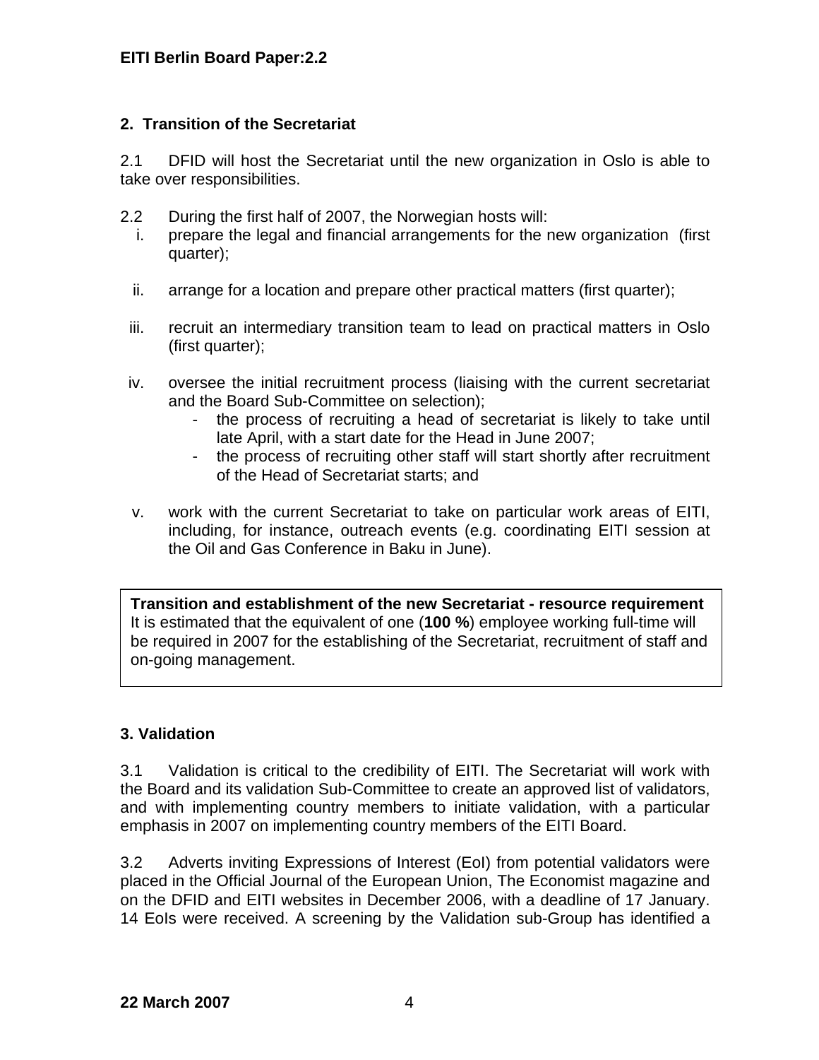## 2. Transition of the Secretariat

2.1 DFID will host the Secretariat until the new organization in Oslo is able to take over responsibilities.

2.2 During the first half of 2007, the Norwegian hosts will:

i. prepare the legal and financial arrangements for the new organization (first quarter);

ii. arrange for a location and prepare other practical matters (first quarter);

iii. recruit an intermediary transition team to lead on practical matters in Oslo (first quarter);

iv. oversee the initial recruitment process (liaising with the current secretariat and the Board Sub-Committee on selection);
   - the process of recruiting a head of secretariat is likely to take until late April, with a start date for the Head in June 2007;
   - the process of recruiting other staff will start shortly after recruitment of the Head of Secretariat starts; and

v. work with the current Secretariat to take on particular work areas of EITI, including, for instance, outreach events (e.g. coordinating EITI session at the Oil and Gas Conference in Baku in June).

**Transition and establishment of the new Secretariat - resource requirement**
It is estimated that the equivalent of one (**100 %**) employee working full-time will be required in 2007 for the establishing of the Secretariat, recruitment of staff and on-going management.

## 3. Validation

3.1 Validation is critical to the credibility of EITI. The Secretariat will work with the Board and its validation Sub-Committee to create an approved list of validators, and with implementing country members to initiate validation, with a particular emphasis in 2007 on implementing country members of the EITI Board.

3.2 Adverts inviting Expressions of Interest (EoI) from potential validators were placed in the Official Journal of the European Union, The Economist magazine and on the DFID and EITI websites in December 2006, with a deadline of 17 January. 14 EoIs were received. A screening by the Validation sub-Group has identified a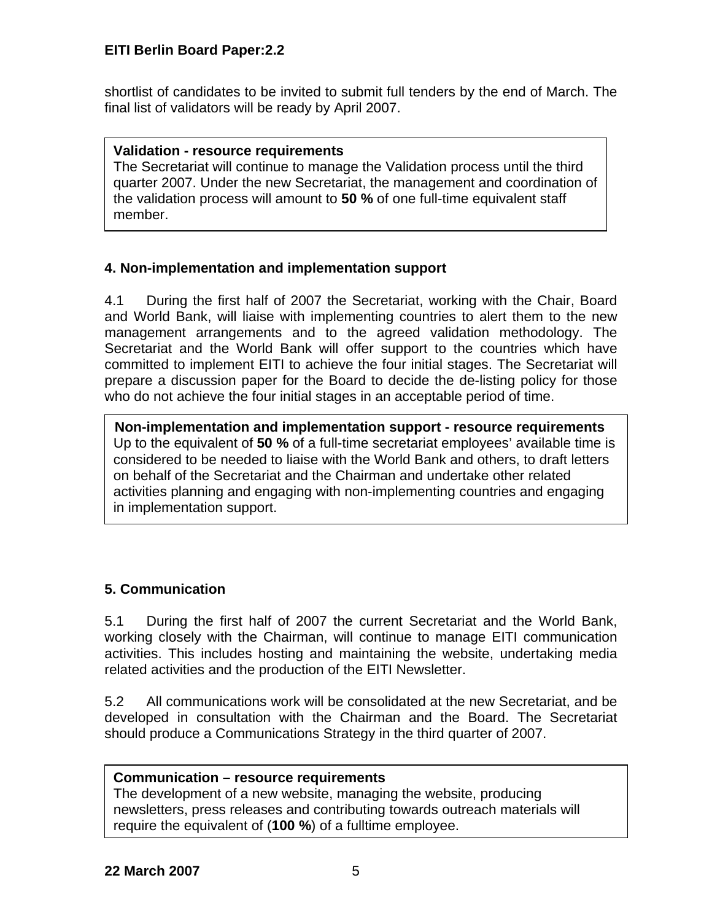shortlist of candidates to be invited to submit full tenders by the end of March. The final list of validators will be ready by April 2007.

**Validation - resource requirements**
The Secretariat will continue to manage the Validation process until the third quarter 2007. Under the new Secretariat, the management and coordination of the validation process will amount to **50 %** of one full-time equivalent staff member.

### 4. Non-implementation and implementation support

4.1 During the first half of 2007 the Secretariat, working with the Chair, Board and World Bank, will liaise with implementing countries to alert them to the new management arrangements and to the agreed validation methodology. The Secretariat and the World Bank will offer support to the countries which have committed to implement EITI to achieve the four initial stages. The Secretariat will prepare a discussion paper for the Board to decide the de-listing policy for those who do not achieve the four initial stages in an acceptable period of time.

**Non-implementation and implementation support - resource requirements**
Up to the equivalent of **50 %** of a full-time secretariat employees' available time is considered to be needed to liaise with the World Bank and others, to draft letters on behalf of the Secretariat and the Chairman and undertake other related activities planning and engaging with non-implementing countries and engaging in implementation support.

### 5. Communication

5.1 During the first half of 2007 the current Secretariat and the World Bank, working closely with the Chairman, will continue to manage EITI communication activities. This includes hosting and maintaining the website, undertaking media related activities and the production of the EITI Newsletter.

5.2 All communications work will be consolidated at the new Secretariat, and be developed in consultation with the Chairman and the Board. The Secretariat should produce a Communications Strategy in the third quarter of 2007.

**Communication – resource requirements**
The development of a new website, managing the website, producing newsletters, press releases and contributing towards outreach materials will require the equivalent of (**100 %**) of a fulltime employee.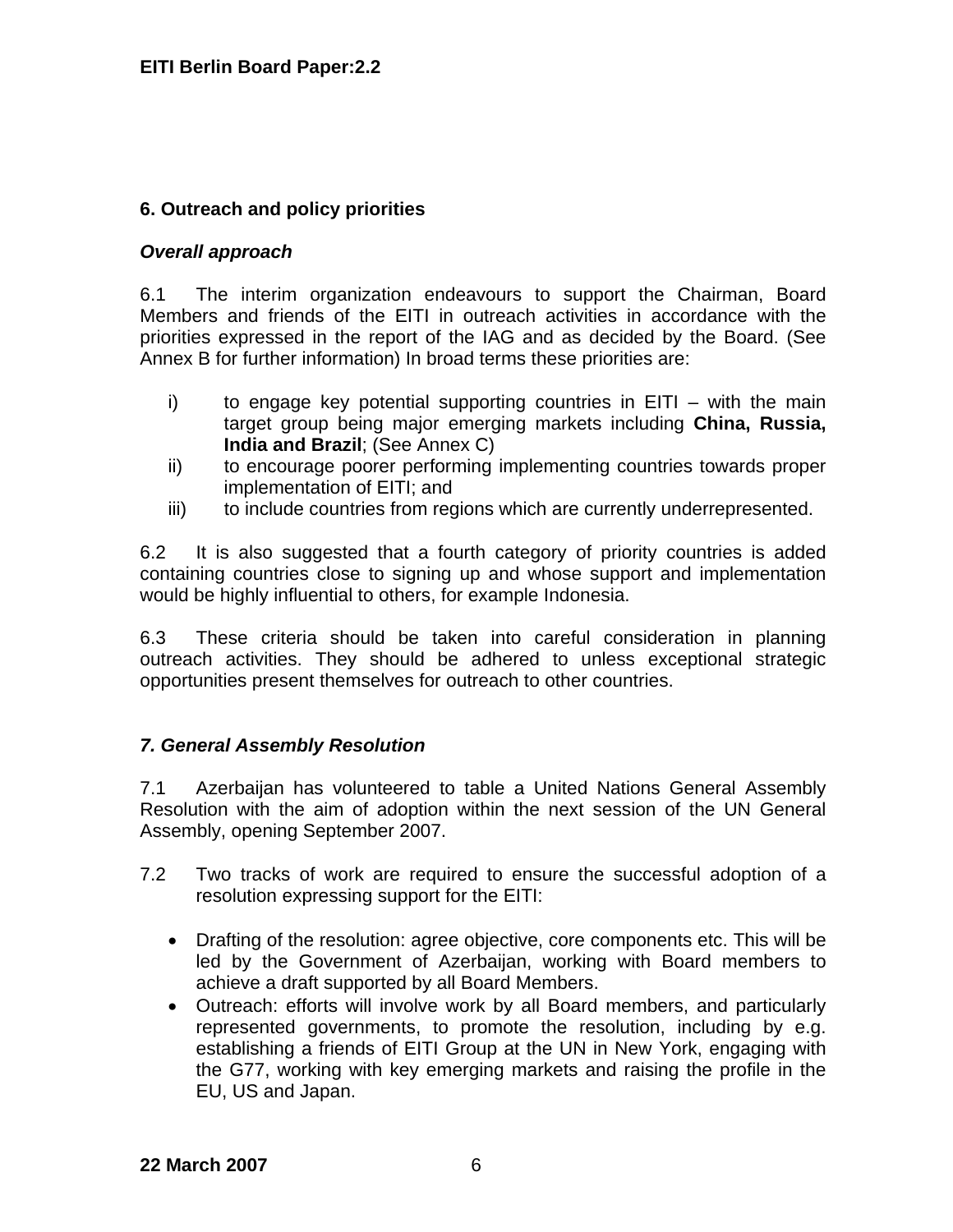## 6. Outreach and policy priorities

***Overall approach***

6.1 The interim organization endeavours to support the Chairman, Board Members and friends of the EITI in outreach activities in accordance with the priorities expressed in the report of the IAG and as decided by the Board. (See Annex B for further information) In broad terms these priorities are:

i) to engage key potential supporting countries in EITI – with the main target group being major emerging markets including **China, Russia, India and Brazil**; (See Annex C)
ii) to encourage poorer performing implementing countries towards proper implementation of EITI; and
iii) to include countries from regions which are currently underrepresented.

6.2 It is also suggested that a fourth category of priority countries is added containing countries close to signing up and whose support and implementation would be highly influential to others, for example Indonesia.

6.3 These criteria should be taken into careful consideration in planning outreach activities. They should be adhered to unless exceptional strategic opportunities present themselves for outreach to other countries.

## *7. General Assembly Resolution*

7.1 Azerbaijan has volunteered to table a United Nations General Assembly Resolution with the aim of adoption within the next session of the UN General Assembly, opening September 2007.

7.2 Two tracks of work are required to ensure the successful adoption of a resolution expressing support for the EITI:

- Drafting of the resolution: agree objective, core components etc. This will be led by the Government of Azerbaijan, working with Board members to achieve a draft supported by all Board Members.
- Outreach: efforts will involve work by all Board members, and particularly represented governments, to promote the resolution, including by e.g. establishing a friends of EITI Group at the UN in New York, engaging with the G77, working with key emerging markets and raising the profile in the EU, US and Japan.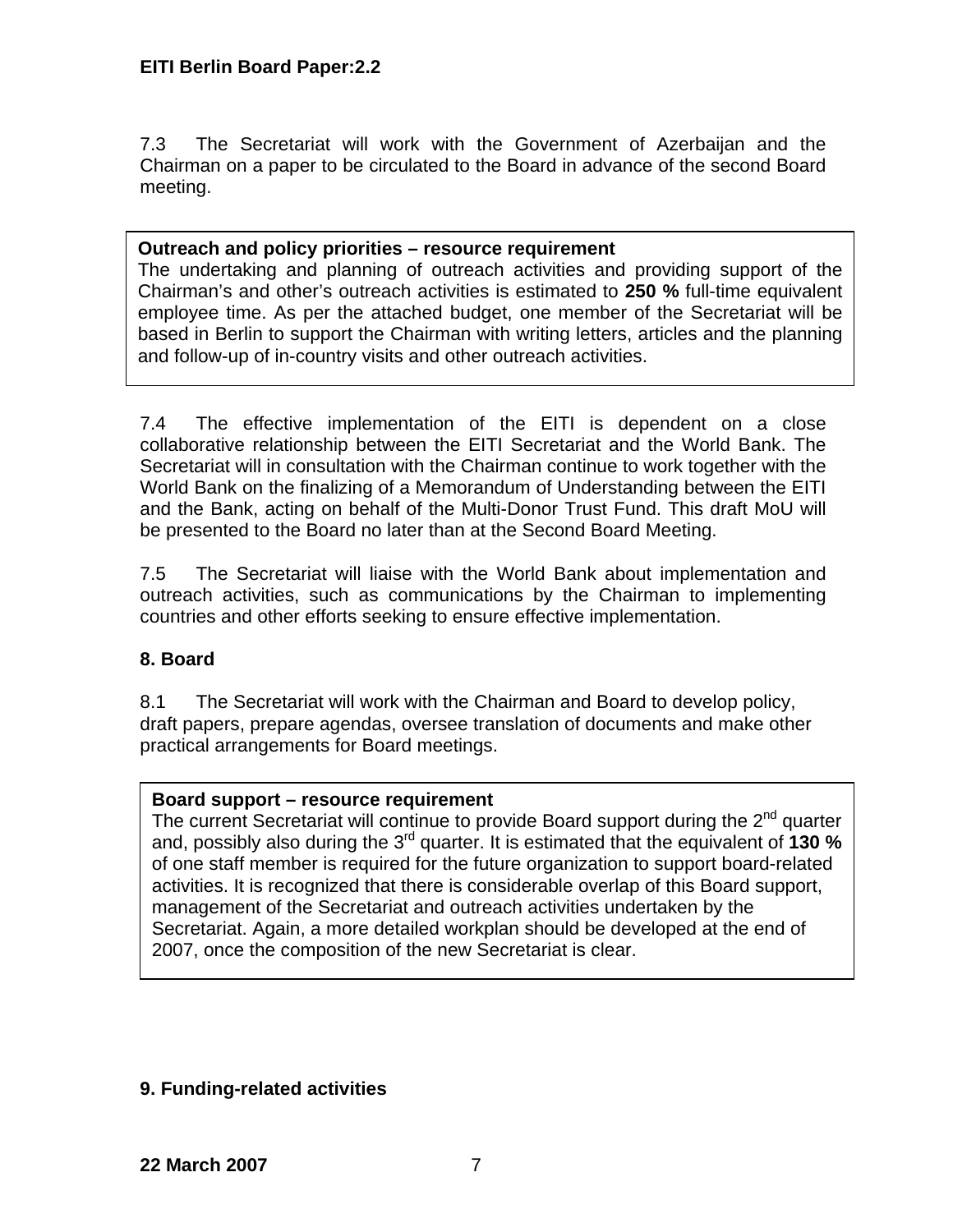7.3 The Secretariat will work with the Government of Azerbaijan and the Chairman on a paper to be circulated to the Board in advance of the second Board meeting.

**Outreach and policy priorities – resource requirement**
The undertaking and planning of outreach activities and providing support of the Chairman's and other's outreach activities is estimated to **250 %** full-time equivalent employee time. As per the attached budget, one member of the Secretariat will be based in Berlin to support the Chairman with writing letters, articles and the planning and follow-up of in-country visits and other outreach activities.

7.4 The effective implementation of the EITI is dependent on a close collaborative relationship between the EITI Secretariat and the World Bank. The Secretariat will in consultation with the Chairman continue to work together with the World Bank on the finalizing of a Memorandum of Understanding between the EITI and the Bank, acting on behalf of the Multi-Donor Trust Fund. This draft MoU will be presented to the Board no later than at the Second Board Meeting.

7.5 The Secretariat will liaise with the World Bank about implementation and outreach activities, such as communications by the Chairman to implementing countries and other efforts seeking to ensure effective implementation.

## 8. Board

8.1 The Secretariat will work with the Chairman and Board to develop policy, draft papers, prepare agendas, oversee translation of documents and make other practical arrangements for Board meetings.

**Board support – resource requirement**
The current Secretariat will continue to provide Board support during the 2nd quarter and, possibly also during the 3rd quarter. It is estimated that the equivalent of **130 %** of one staff member is required for the future organization to support board-related activities. It is recognized that there is considerable overlap of this Board support, management of the Secretariat and outreach activities undertaken by the Secretariat. Again, a more detailed workplan should be developed at the end of 2007, once the composition of the new Secretariat is clear.

## 9. Funding-related activities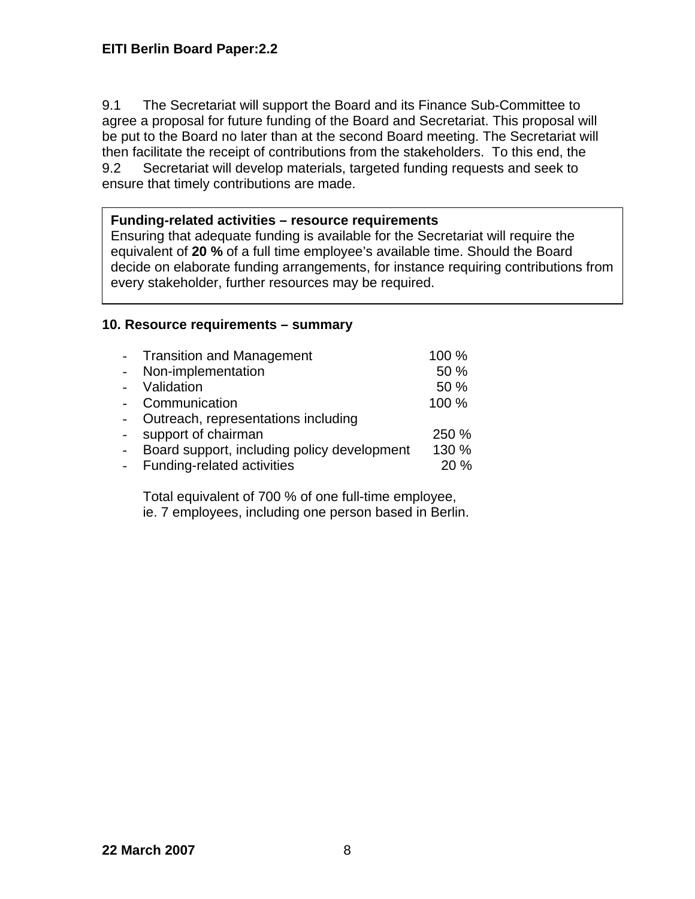9.1 The Secretariat will support the Board and its Finance Sub-Committee to agree a proposal for future funding of the Board and Secretariat. This proposal will be put to the Board no later than at the second Board meeting. The Secretariat will then facilitate the receipt of contributions from the stakeholders. To this end, the

9.2 Secretariat will develop materials, targeted funding requests and seek to ensure that timely contributions are made.

> **Funding-related activities – resource requirements**
> Ensuring that adequate funding is available for the Secretariat will require the equivalent of **20 %** of a full time employee's available time. Should the Board decide on elaborate funding arrangements, for instance requiring contributions from every stakeholder, further resources may be required.

**10. Resource requirements – summary**

- Transition and Management 100 %
- Non-implementation 50 %
- Validation 50 %
- Communication 100 %
- Outreach, representations including
- support of chairman 250 %
- Board support, including policy development 130 %
- Funding-related activities 20 %

Total equivalent of 700 % of one full-time employee, ie. 7 employees, including one person based in Berlin.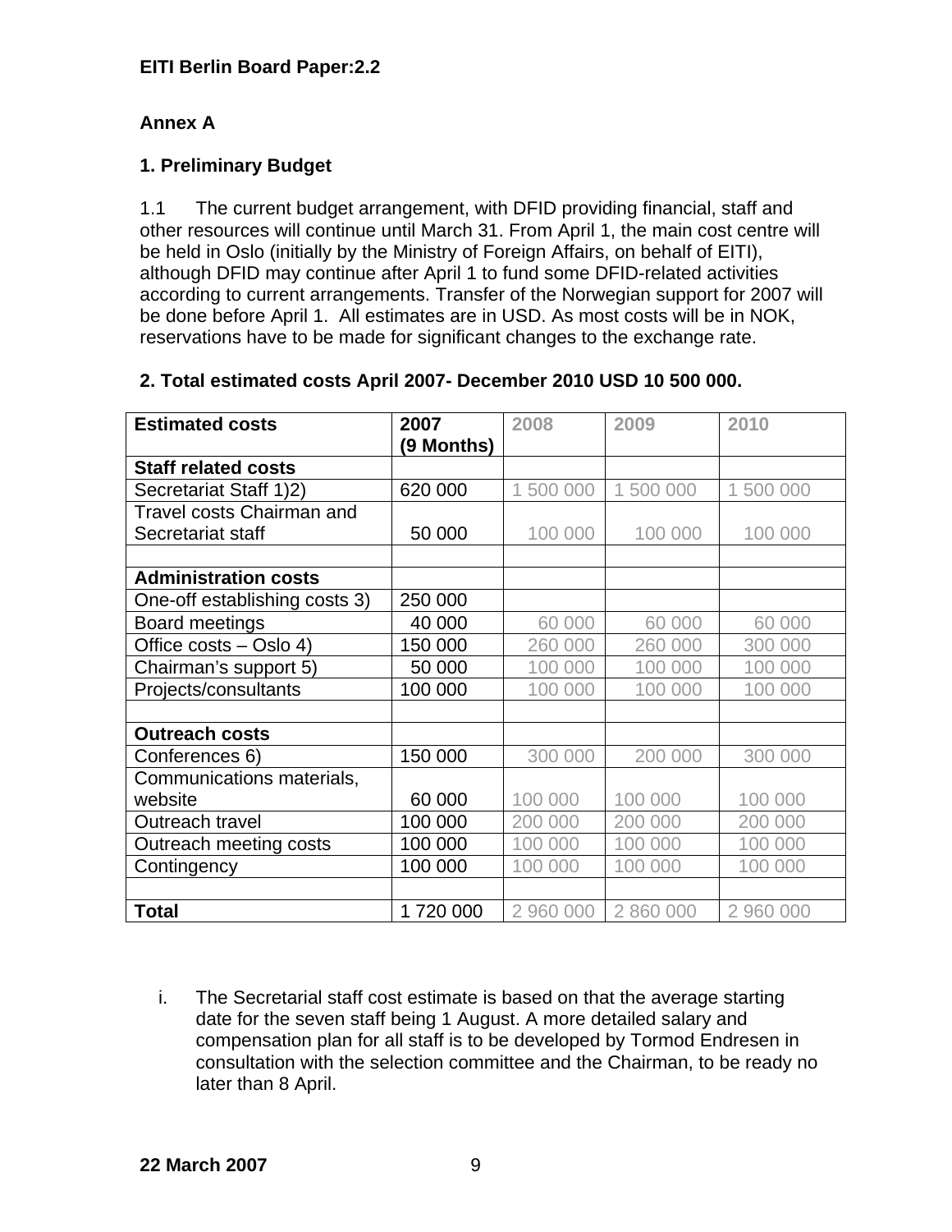**EITI Berlin Board Paper:2.2**

**Annex A**

## 1. Preliminary Budget

1.1 The current budget arrangement, with DFID providing financial, staff and other resources will continue until March 31. From April 1, the main cost centre will be held in Oslo (initially by the Ministry of Foreign Affairs, on behalf of EITI), although DFID may continue after April 1 to fund some DFID-related activities according to current arrangements. Transfer of the Norwegian support for 2007 will be done before April 1. All estimates are in USD. As most costs will be in NOK, reservations have to be made for significant changes to the exchange rate.

## 2. Total estimated costs April 2007- December 2010 USD 10 500 000.

| Estimated costs | 2007 (9 Months) | 2008 | 2009 | 2010 |
|---|---|---|---|---|
| **Staff related costs** | | | | |
| Secretariat Staff 1)2) | 620 000 | 1 500 000 | 1 500 000 | 1 500 000 |
| Travel costs Chairman and Secretariat staff | 50 000 | 100 000 | 100 000 | 100 000 |
| | | | | |
| **Administration costs** | | | | |
| One-off establishing costs 3) | 250 000 | | | |
| Board meetings | 40 000 | 60 000 | 60 000 | 60 000 |
| Office costs – Oslo 4) | 150 000 | 260 000 | 260 000 | 300 000 |
| Chairman's support 5) | 50 000 | 100 000 | 100 000 | 100 000 |
| Projects/consultants | 100 000 | 100 000 | 100 000 | 100 000 |
| | | | | |
| **Outreach costs** | | | | |
| Conferences 6) | 150 000 | 300 000 | 200 000 | 300 000 |
| Communications materials, website | 60 000 | 100 000 | 100 000 | 100 000 |
| Outreach travel | 100 000 | 200 000 | 200 000 | 200 000 |
| Outreach meeting costs | 100 000 | 100 000 | 100 000 | 100 000 |
| Contingency | 100 000 | 100 000 | 100 000 | 100 000 |
| | | | | |
| **Total** | 1 720 000 | 2 960 000 | 2 860 000 | 2 960 000 |

i. The Secretarial staff cost estimate is based on that the average starting date for the seven staff being 1 August. A more detailed salary and compensation plan for all staff is to be developed by Tormod Endresen in consultation with the selection committee and the Chairman, to be ready no later than 8 April.

**22 March 2007**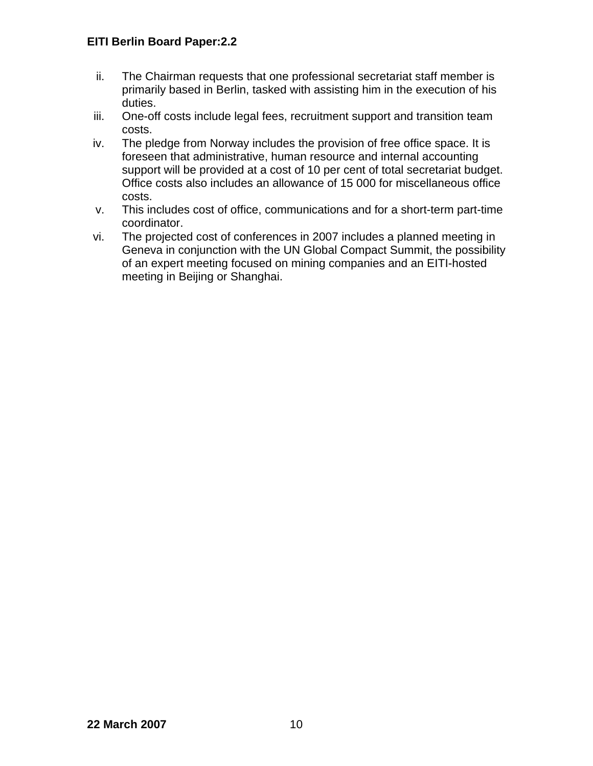ii. The Chairman requests that one professional secretariat staff member is primarily based in Berlin, tasked with assisting him in the execution of his duties.

iii. One-off costs include legal fees, recruitment support and transition team costs.

iv. The pledge from Norway includes the provision of free office space. It is foreseen that administrative, human resource and internal accounting support will be provided at a cost of 10 per cent of total secretariat budget. Office costs also includes an allowance of 15 000 for miscellaneous office costs.

v. This includes cost of office, communications and for a short-term part-time coordinator.

vi. The projected cost of conferences in 2007 includes a planned meeting in Geneva in conjunction with the UN Global Compact Summit, the possibility of an expert meeting focused on mining companies and an EITI-hosted meeting in Beijing or Shanghai.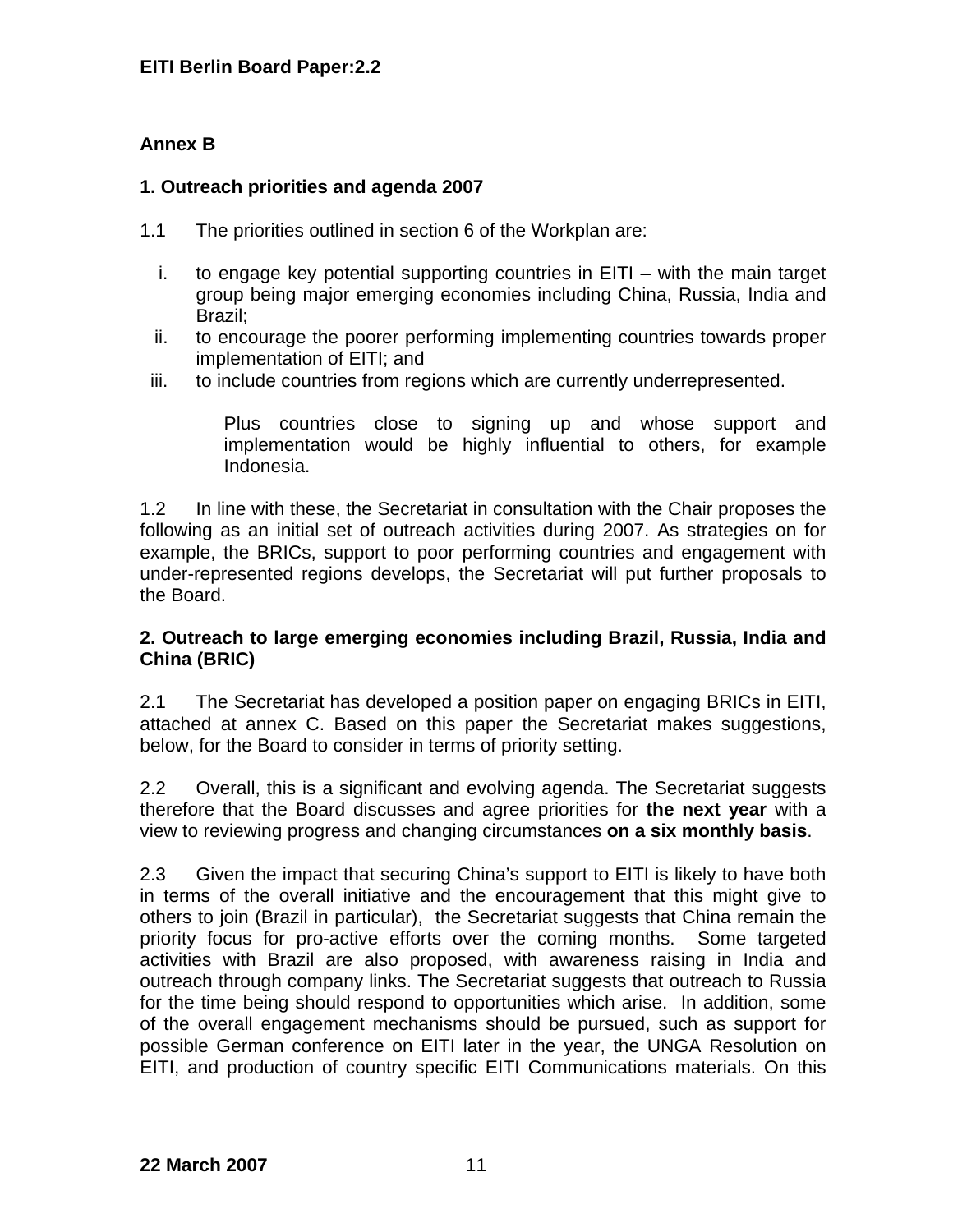**Annex B**

**1. Outreach priorities and agenda 2007**

1.1 The priorities outlined in section 6 of the Workplan are:

i. to engage key potential supporting countries in EITI – with the main target group being major emerging economies including China, Russia, India and Brazil;
ii. to encourage the poorer performing implementing countries towards proper implementation of EITI; and
iii. to include countries from regions which are currently underrepresented.

Plus countries close to signing up and whose support and implementation would be highly influential to others, for example Indonesia.

1.2 In line with these, the Secretariat in consultation with the Chair proposes the following as an initial set of outreach activities during 2007. As strategies on for example, the BRICs, support to poor performing countries and engagement with under-represented regions develops, the Secretariat will put further proposals to the Board.

**2. Outreach to large emerging economies including Brazil, Russia, India and China (BRIC)**

2.1 The Secretariat has developed a position paper on engaging BRICs in EITI, attached at annex C. Based on this paper the Secretariat makes suggestions, below, for the Board to consider in terms of priority setting.

2.2 Overall, this is a significant and evolving agenda. The Secretariat suggests therefore that the Board discusses and agree priorities for **the next year** with a view to reviewing progress and changing circumstances **on a six monthly basis**.

2.3 Given the impact that securing China's support to EITI is likely to have both in terms of the overall initiative and the encouragement that this might give to others to join (Brazil in particular), the Secretariat suggests that China remain the priority focus for pro-active efforts over the coming months. Some targeted activities with Brazil are also proposed, with awareness raising in India and outreach through company links. The Secretariat suggests that outreach to Russia for the time being should respond to opportunities which arise. In addition, some of the overall engagement mechanisms should be pursued, such as support for possible German conference on EITI later in the year, the UNGA Resolution on EITI, and production of country specific EITI Communications materials. On this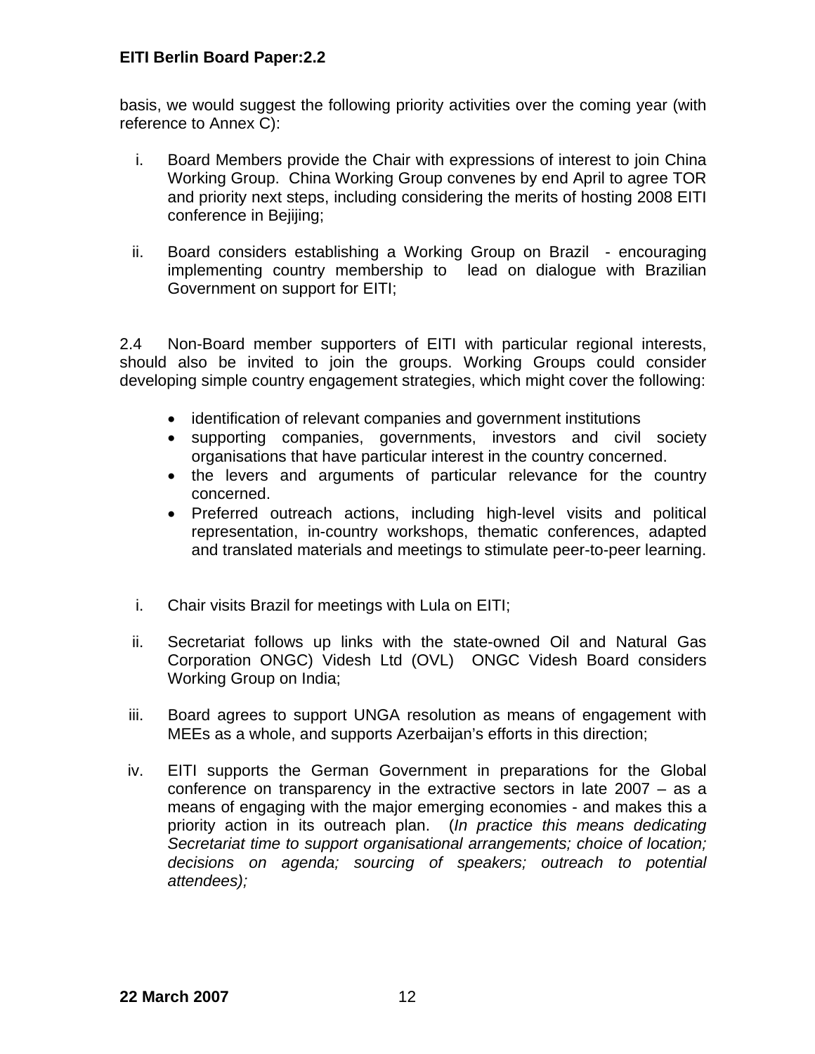basis, we would suggest the following priority activities over the coming year (with reference to Annex C):

i. Board Members provide the Chair with expressions of interest to join China Working Group. China Working Group convenes by end April to agree TOR and priority next steps, including considering the merits of hosting 2008 EITI conference in Bejijing;

ii. Board considers establishing a Working Group on Brazil - encouraging implementing country membership to lead on dialogue with Brazilian Government on support for EITI;

2.4 Non-Board member supporters of EITI with particular regional interests, should also be invited to join the groups. Working Groups could consider developing simple country engagement strategies, which might cover the following:

- identification of relevant companies and government institutions
- supporting companies, governments, investors and civil society organisations that have particular interest in the country concerned.
- the levers and arguments of particular relevance for the country concerned.
- Preferred outreach actions, including high-level visits and political representation, in-country workshops, thematic conferences, adapted and translated materials and meetings to stimulate peer-to-peer learning.

i. Chair visits Brazil for meetings with Lula on EITI;

ii. Secretariat follows up links with the state-owned Oil and Natural Gas Corporation ONGC) Videsh Ltd (OVL) ONGC Videsh Board considers Working Group on India;

iii. Board agrees to support UNGA resolution as means of engagement with MEEs as a whole, and supports Azerbaijan's efforts in this direction;

iv. EITI supports the German Government in preparations for the Global conference on transparency in the extractive sectors in late 2007 – as a means of engaging with the major emerging economies - and makes this a priority action in its outreach plan. (*In practice this means dedicating Secretariat time to support organisational arrangements; choice of location; decisions on agenda; sourcing of speakers; outreach to potential attendees);*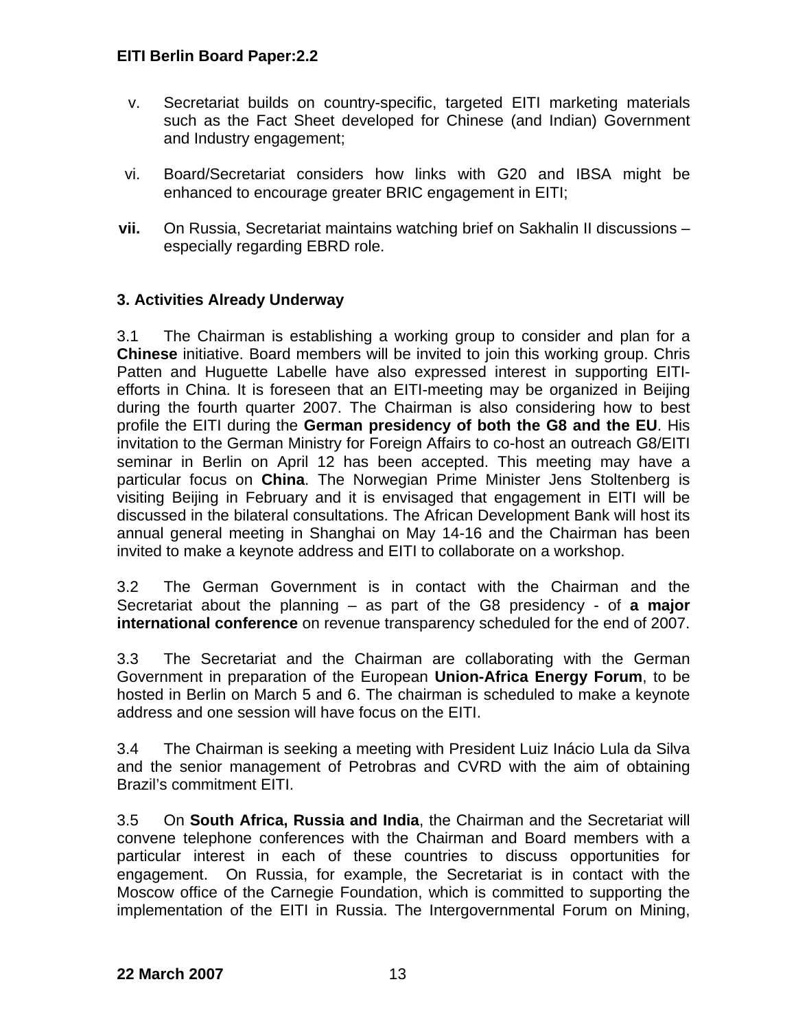v. Secretariat builds on country-specific, targeted EITI marketing materials such as the Fact Sheet developed for Chinese (and Indian) Government and Industry engagement;

vi. Board/Secretariat considers how links with G20 and IBSA might be enhanced to encourage greater BRIC engagement in EITI;

**vii.** On Russia, Secretariat maintains watching brief on Sakhalin II discussions – especially regarding EBRD role.

### 3. Activities Already Underway

3.1 The Chairman is establishing a working group to consider and plan for a **Chinese** initiative. Board members will be invited to join this working group. Chris Patten and Huguette Labelle have also expressed interest in supporting EITI-efforts in China. It is foreseen that an EITI-meeting may be organized in Beijing during the fourth quarter 2007. The Chairman is also considering how to best profile the EITI during the **German presidency of both the G8 and the EU**. His invitation to the German Ministry for Foreign Affairs to co-host an outreach G8/EITI seminar in Berlin on April 12 has been accepted. This meeting may have a particular focus on **China**. The Norwegian Prime Minister Jens Stoltenberg is visiting Beijing in February and it is envisaged that engagement in EITI will be discussed in the bilateral consultations. The African Development Bank will host its annual general meeting in Shanghai on May 14-16 and the Chairman has been invited to make a keynote address and EITI to collaborate on a workshop.

3.2 The German Government is in contact with the Chairman and the Secretariat about the planning – as part of the G8 presidency - of **a major international conference** on revenue transparency scheduled for the end of 2007.

3.3 The Secretariat and the Chairman are collaborating with the German Government in preparation of the European **Union-Africa Energy Forum**, to be hosted in Berlin on March 5 and 6. The chairman is scheduled to make a keynote address and one session will have focus on the EITI.

3.4 The Chairman is seeking a meeting with President Luiz Inácio Lula da Silva and the senior management of Petrobras and CVRD with the aim of obtaining Brazil's commitment EITI.

3.5 On **South Africa, Russia and India**, the Chairman and the Secretariat will convene telephone conferences with the Chairman and Board members with a particular interest in each of these countries to discuss opportunities for engagement. On Russia, for example, the Secretariat is in contact with the Moscow office of the Carnegie Foundation, which is committed to supporting the implementation of the EITI in Russia. The Intergovernmental Forum on Mining,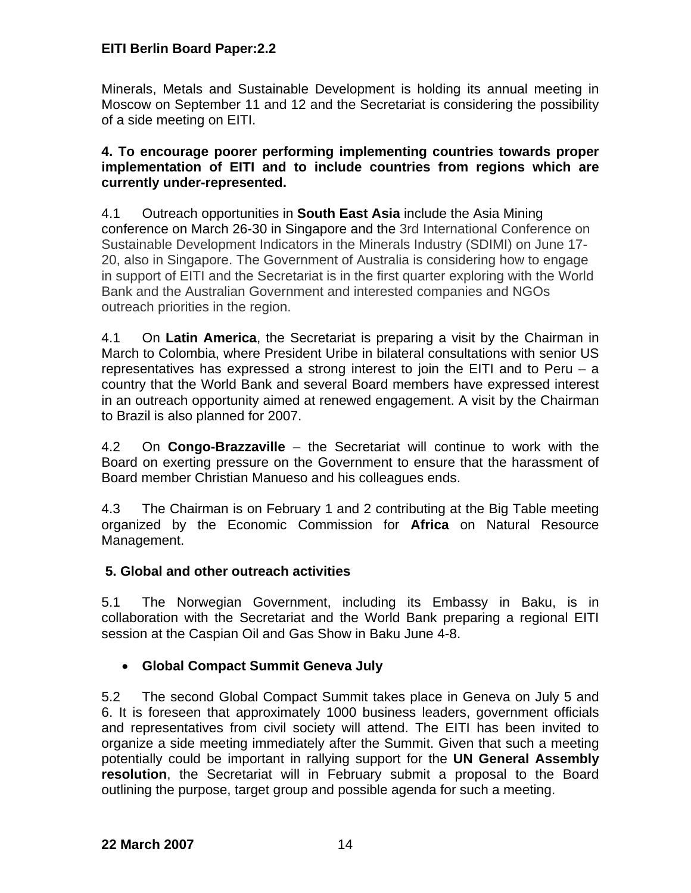Minerals, Metals and Sustainable Development is holding its annual meeting in Moscow on September 11 and 12 and the Secretariat is considering the possibility of a side meeting on EITI.

**4. To encourage poorer performing implementing countries towards proper implementation of EITI and to include countries from regions which are currently under-represented.**

4.1 Outreach opportunities in **South East Asia** include the Asia Mining conference on March 26-30 in Singapore and the 3rd International Conference on Sustainable Development Indicators in the Minerals Industry (SDIMI) on June 17-20, also in Singapore. The Government of Australia is considering how to engage in support of EITI and the Secretariat is in the first quarter exploring with the World Bank and the Australian Government and interested companies and NGOs outreach priorities in the region.

4.1 On **Latin America**, the Secretariat is preparing a visit by the Chairman in March to Colombia, where President Uribe in bilateral consultations with senior US representatives has expressed a strong interest to join the EITI and to Peru – a country that the World Bank and several Board members have expressed interest in an outreach opportunity aimed at renewed engagement. A visit by the Chairman to Brazil is also planned for 2007.

4.2 On **Congo-Brazzaville** – the Secretariat will continue to work with the Board on exerting pressure on the Government to ensure that the harassment of Board member Christian Manueso and his colleagues ends.

4.3 The Chairman is on February 1 and 2 contributing at the Big Table meeting organized by the Economic Commission for **Africa** on Natural Resource Management.

**5. Global and other outreach activities**

5.1 The Norwegian Government, including its Embassy in Baku, is in collaboration with the Secretariat and the World Bank preparing a regional EITI session at the Caspian Oil and Gas Show in Baku June 4-8.

- **Global Compact Summit Geneva July**

5.2 The second Global Compact Summit takes place in Geneva on July 5 and 6. It is foreseen that approximately 1000 business leaders, government officials and representatives from civil society will attend. The EITI has been invited to organize a side meeting immediately after the Summit. Given that such a meeting potentially could be important in rallying support for the **UN General Assembly resolution**, the Secretariat will in February submit a proposal to the Board outlining the purpose, target group and possible agenda for such a meeting.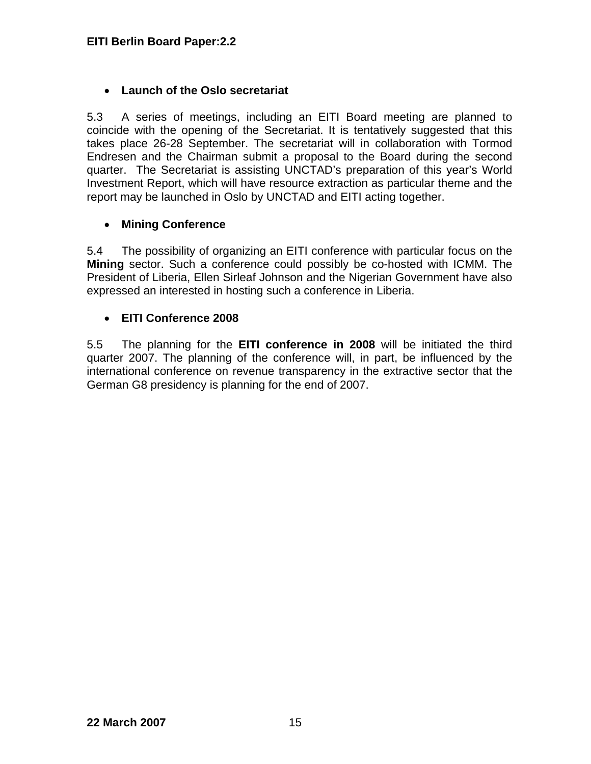- **Launch of the Oslo secretariat**

5.3 A series of meetings, including an EITI Board meeting are planned to coincide with the opening of the Secretariat. It is tentatively suggested that this takes place 26-28 September. The secretariat will in collaboration with Tormod Endresen and the Chairman submit a proposal to the Board during the second quarter. The Secretariat is assisting UNCTAD's preparation of this year's World Investment Report, which will have resource extraction as particular theme and the report may be launched in Oslo by UNCTAD and EITI acting together.

- **Mining Conference**

5.4 The possibility of organizing an EITI conference with particular focus on the **Mining** sector. Such a conference could possibly be co-hosted with ICMM. The President of Liberia, Ellen Sirleaf Johnson and the Nigerian Government have also expressed an interested in hosting such a conference in Liberia.

- **EITI Conference 2008**

5.5 The planning for the **EITI conference in 2008** will be initiated the third quarter 2007. The planning of the conference will, in part, be influenced by the international conference on revenue transparency in the extractive sector that the German G8 presidency is planning for the end of 2007.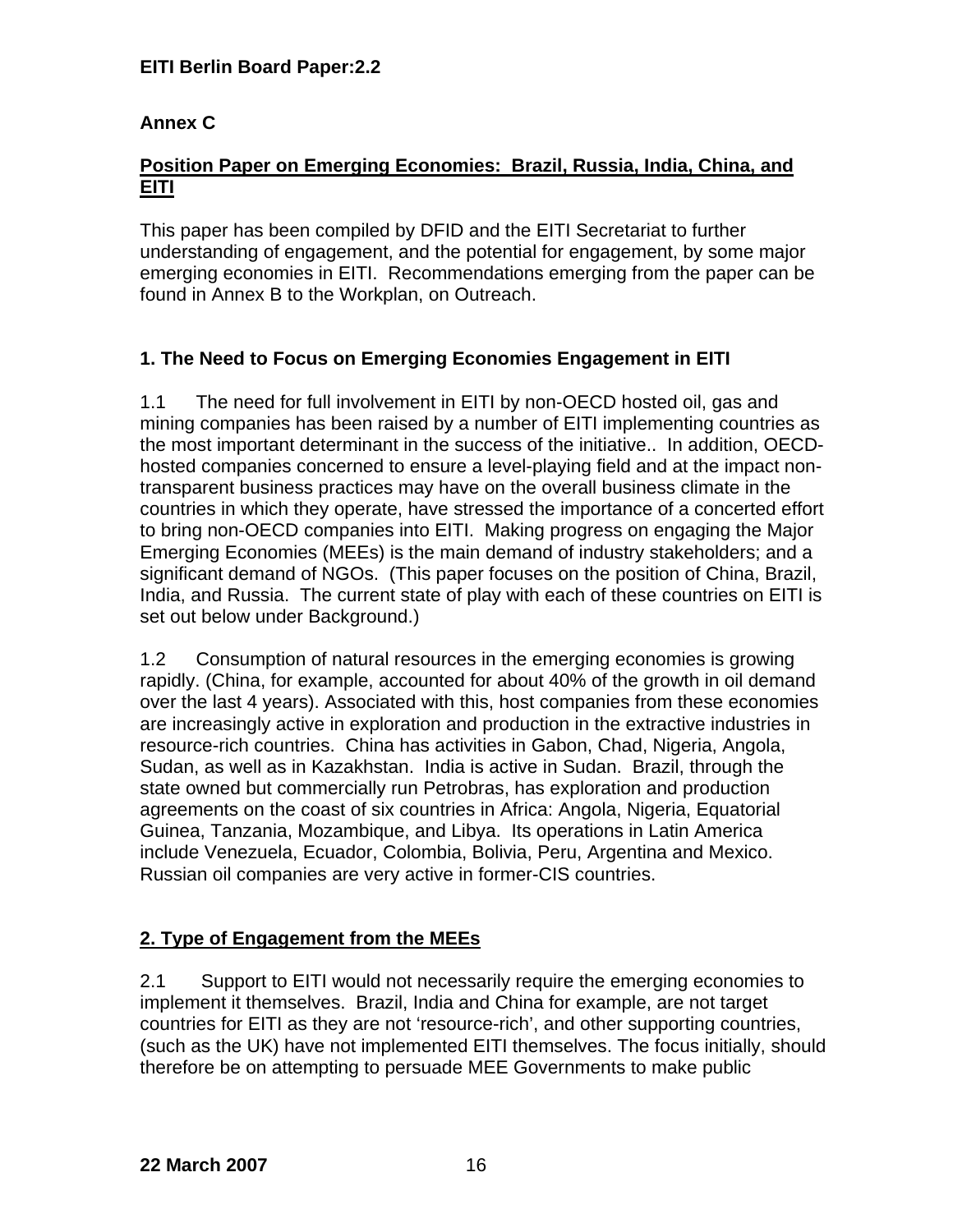**Annex C**

**Position Paper on Emerging Economies: Brazil, Russia, India, China, and EITI**

This paper has been compiled by DFID and the EITI Secretariat to further understanding of engagement, and the potential for engagement, by some major emerging economies in EITI. Recommendations emerging from the paper can be found in Annex B to the Workplan, on Outreach.

## 1. The Need to Focus on Emerging Economies Engagement in EITI

1.1 The need for full involvement in EITI by non-OECD hosted oil, gas and mining companies has been raised by a number of EITI implementing countries as the most important determinant in the success of the initiative.. In addition, OECD-hosted companies concerned to ensure a level-playing field and at the impact non-transparent business practices may have on the overall business climate in the countries in which they operate, have stressed the importance of a concerted effort to bring non-OECD companies into EITI. Making progress on engaging the Major Emerging Economies (MEEs) is the main demand of industry stakeholders; and a significant demand of NGOs. (This paper focuses on the position of China, Brazil, India, and Russia. The current state of play with each of these countries on EITI is set out below under Background.)

1.2 Consumption of natural resources in the emerging economies is growing rapidly. (China, for example, accounted for about 40% of the growth in oil demand over the last 4 years). Associated with this, host companies from these economies are increasingly active in exploration and production in the extractive industries in resource-rich countries. China has activities in Gabon, Chad, Nigeria, Angola, Sudan, as well as in Kazakhstan. India is active in Sudan. Brazil, through the state owned but commercially run Petrobras, has exploration and production agreements on the coast of six countries in Africa: Angola, Nigeria, Equatorial Guinea, Tanzania, Mozambique, and Libya. Its operations in Latin America include Venezuela, Ecuador, Colombia, Bolivia, Peru, Argentina and Mexico. Russian oil companies are very active in former-CIS countries.

## 2. Type of Engagement from the MEEs

2.1 Support to EITI would not necessarily require the emerging economies to implement it themselves. Brazil, India and China for example, are not target countries for EITI as they are not 'resource-rich', and other supporting countries, (such as the UK) have not implemented EITI themselves. The focus initially, should therefore be on attempting to persuade MEE Governments to make public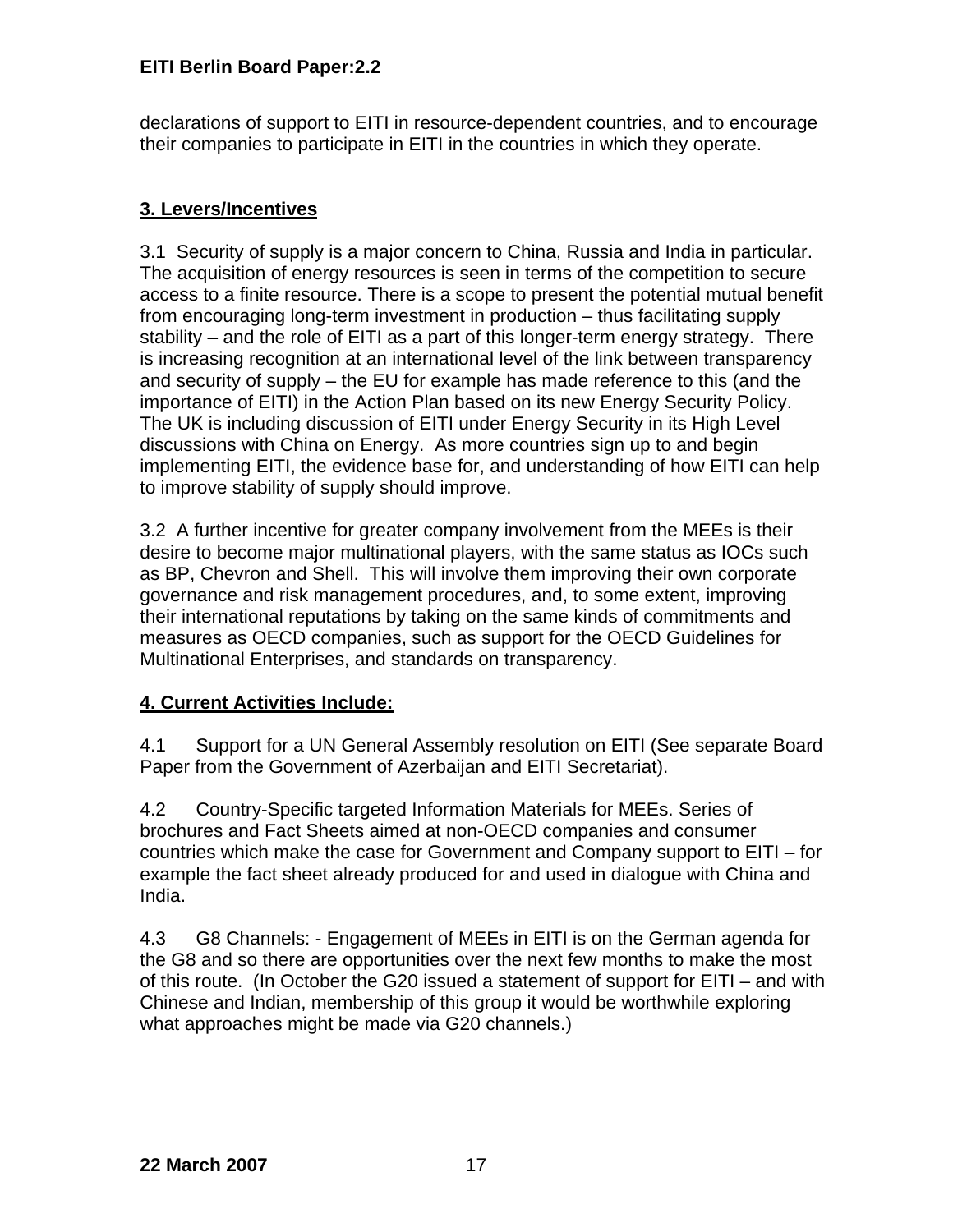declarations of support to EITI in resource-dependent countries, and to encourage their companies to participate in EITI in the countries in which they operate.

## 3. Levers/Incentives

3.1 Security of supply is a major concern to China, Russia and India in particular. The acquisition of energy resources is seen in terms of the competition to secure access to a finite resource. There is a scope to present the potential mutual benefit from encouraging long-term investment in production – thus facilitating supply stability – and the role of EITI as a part of this longer-term energy strategy. There is increasing recognition at an international level of the link between transparency and security of supply – the EU for example has made reference to this (and the importance of EITI) in the Action Plan based on its new Energy Security Policy. The UK is including discussion of EITI under Energy Security in its High Level discussions with China on Energy. As more countries sign up to and begin implementing EITI, the evidence base for, and understanding of how EITI can help to improve stability of supply should improve.

3.2 A further incentive for greater company involvement from the MEEs is their desire to become major multinational players, with the same status as IOCs such as BP, Chevron and Shell. This will involve them improving their own corporate governance and risk management procedures, and, to some extent, improving their international reputations by taking on the same kinds of commitments and measures as OECD companies, such as support for the OECD Guidelines for Multinational Enterprises, and standards on transparency.

## 4. Current Activities Include:

4.1 Support for a UN General Assembly resolution on EITI (See separate Board Paper from the Government of Azerbaijan and EITI Secretariat).

4.2 Country-Specific targeted Information Materials for MEEs. Series of brochures and Fact Sheets aimed at non-OECD companies and consumer countries which make the case for Government and Company support to EITI – for example the fact sheet already produced for and used in dialogue with China and India.

4.3 G8 Channels: - Engagement of MEEs in EITI is on the German agenda for the G8 and so there are opportunities over the next few months to make the most of this route. (In October the G20 issued a statement of support for EITI – and with Chinese and Indian, membership of this group it would be worthwhile exploring what approaches might be made via G20 channels.)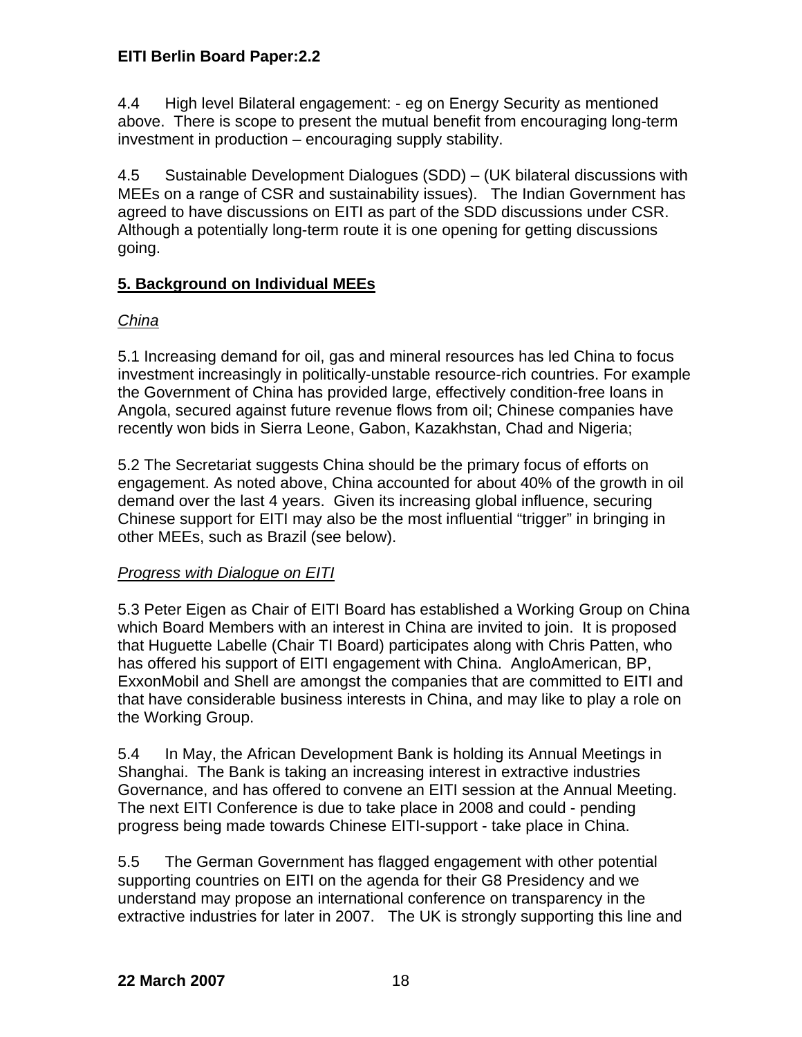4.4 High level Bilateral engagement: - eg on Energy Security as mentioned above. There is scope to present the mutual benefit from encouraging long-term investment in production – encouraging supply stability.

4.5 Sustainable Development Dialogues (SDD) – (UK bilateral discussions with MEEs on a range of CSR and sustainability issues). The Indian Government has agreed to have discussions on EITI as part of the SDD discussions under CSR. Although a potentially long-term route it is one opening for getting discussions going.

## 5. Background on Individual MEEs

*China*

5.1 Increasing demand for oil, gas and mineral resources has led China to focus investment increasingly in politically-unstable resource-rich countries. For example the Government of China has provided large, effectively condition-free loans in Angola, secured against future revenue flows from oil; Chinese companies have recently won bids in Sierra Leone, Gabon, Kazakhstan, Chad and Nigeria;

5.2 The Secretariat suggests China should be the primary focus of efforts on engagement. As noted above, China accounted for about 40% of the growth in oil demand over the last 4 years. Given its increasing global influence, securing Chinese support for EITI may also be the most influential "trigger" in bringing in other MEEs, such as Brazil (see below).

*Progress with Dialogue on EITI*

5.3 Peter Eigen as Chair of EITI Board has established a Working Group on China which Board Members with an interest in China are invited to join. It is proposed that Huguette Labelle (Chair TI Board) participates along with Chris Patten, who has offered his support of EITI engagement with China. AngloAmerican, BP, ExxonMobil and Shell are amongst the companies that are committed to EITI and that have considerable business interests in China, and may like to play a role on the Working Group.

5.4 In May, the African Development Bank is holding its Annual Meetings in Shanghai. The Bank is taking an increasing interest in extractive industries Governance, and has offered to convene an EITI session at the Annual Meeting. The next EITI Conference is due to take place in 2008 and could - pending progress being made towards Chinese EITI-support - take place in China.

5.5 The German Government has flagged engagement with other potential supporting countries on EITI on the agenda for their G8 Presidency and we understand may propose an international conference on transparency in the extractive industries for later in 2007. The UK is strongly supporting this line and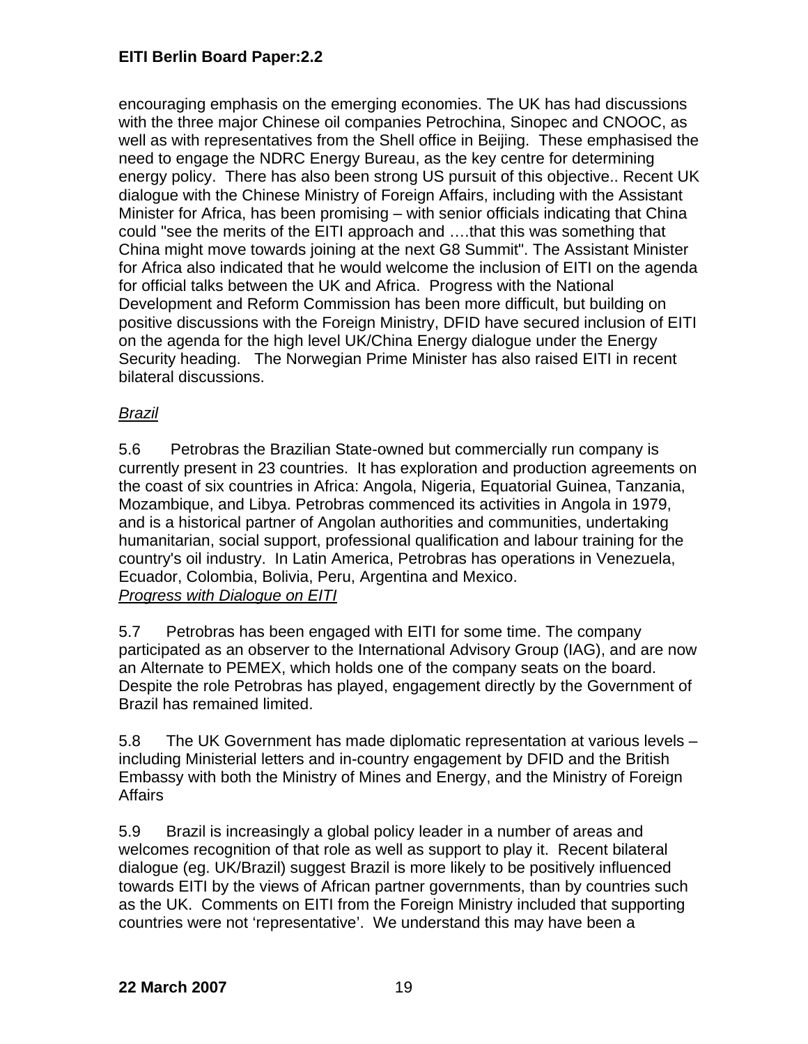encouraging emphasis on the emerging economies. The UK has had discussions with the three major Chinese oil companies Petrochina, Sinopec and CNOOC, as well as with representatives from the Shell office in Beijing. These emphasised the need to engage the NDRC Energy Bureau, as the key centre for determining energy policy. There has also been strong US pursuit of this objective.. Recent UK dialogue with the Chinese Ministry of Foreign Affairs, including with the Assistant Minister for Africa, has been promising – with senior officials indicating that China could "see the merits of the EITI approach and ….that this was something that China might move towards joining at the next G8 Summit". The Assistant Minister for Africa also indicated that he would welcome the inclusion of EITI on the agenda for official talks between the UK and Africa. Progress with the National Development and Reform Commission has been more difficult, but building on positive discussions with the Foreign Ministry, DFID have secured inclusion of EITI on the agenda for the high level UK/China Energy dialogue under the Energy Security heading. The Norwegian Prime Minister has also raised EITI in recent bilateral discussions.

*Brazil*

5.6 Petrobras the Brazilian State-owned but commercially run company is currently present in 23 countries. It has exploration and production agreements on the coast of six countries in Africa: Angola, Nigeria, Equatorial Guinea, Tanzania, Mozambique, and Libya. Petrobras commenced its activities in Angola in 1979, and is a historical partner of Angolan authorities and communities, undertaking humanitarian, social support, professional qualification and labour training for the country's oil industry. In Latin America, Petrobras has operations in Venezuela, Ecuador, Colombia, Bolivia, Peru, Argentina and Mexico.

*Progress with Dialogue on EITI*

5.7 Petrobras has been engaged with EITI for some time. The company participated as an observer to the International Advisory Group (IAG), and are now an Alternate to PEMEX, which holds one of the company seats on the board. Despite the role Petrobras has played, engagement directly by the Government of Brazil has remained limited.

5.8 The UK Government has made diplomatic representation at various levels – including Ministerial letters and in-country engagement by DFID and the British Embassy with both the Ministry of Mines and Energy, and the Ministry of Foreign Affairs

5.9 Brazil is increasingly a global policy leader in a number of areas and welcomes recognition of that role as well as support to play it. Recent bilateral dialogue (eg. UK/Brazil) suggest Brazil is more likely to be positively influenced towards EITI by the views of African partner governments, than by countries such as the UK. Comments on EITI from the Foreign Ministry included that supporting countries were not 'representative'. We understand this may have been a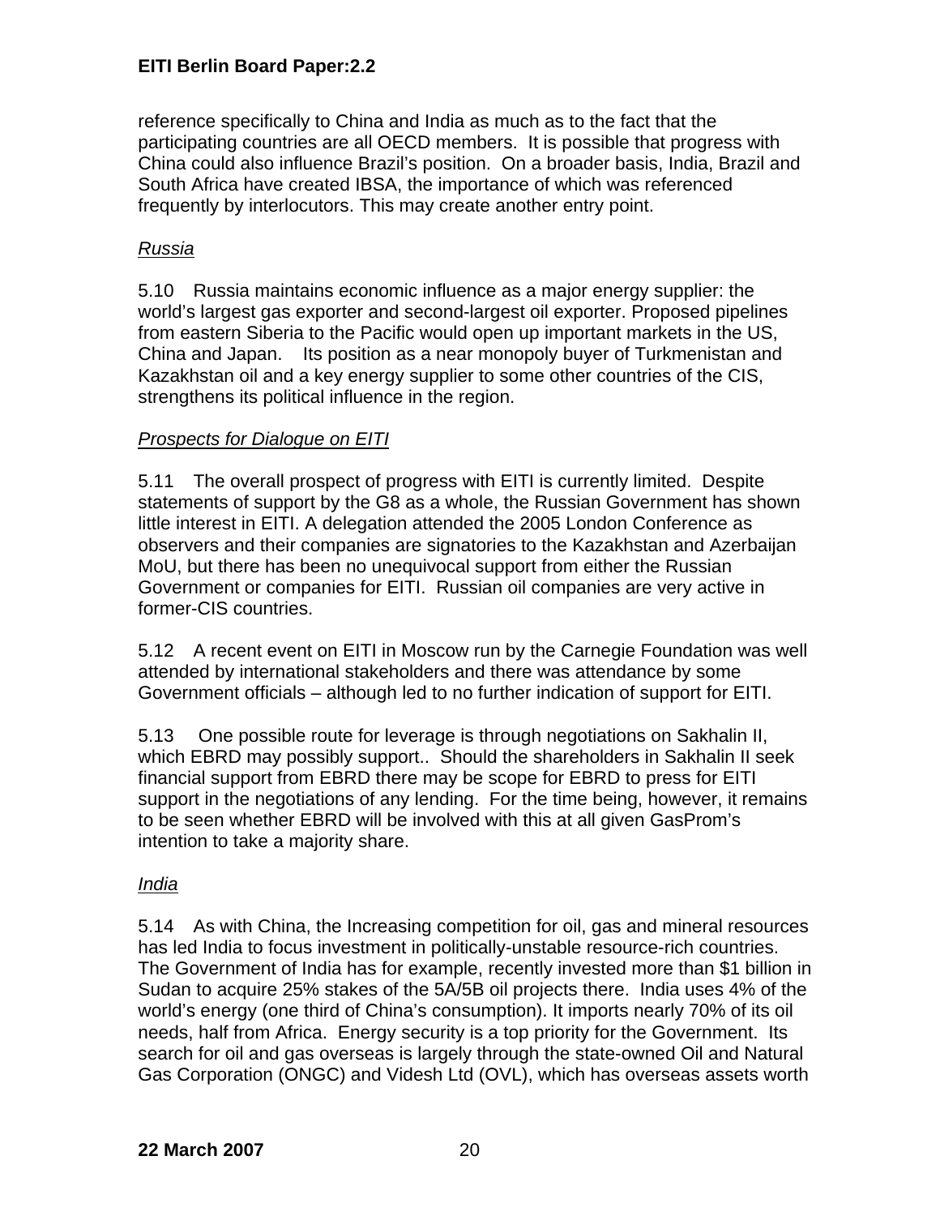reference specifically to China and India as much as to the fact that the participating countries are all OECD members. It is possible that progress with China could also influence Brazil's position. On a broader basis, India, Brazil and South Africa have created IBSA, the importance of which was referenced frequently by interlocutors. This may create another entry point.

*Russia*

5.10 Russia maintains economic influence as a major energy supplier: the world's largest gas exporter and second-largest oil exporter. Proposed pipelines from eastern Siberia to the Pacific would open up important markets in the US, China and Japan. Its position as a near monopoly buyer of Turkmenistan and Kazakhstan oil and a key energy supplier to some other countries of the CIS, strengthens its political influence in the region.

*Prospects for Dialogue on EITI*

5.11 The overall prospect of progress with EITI is currently limited. Despite statements of support by the G8 as a whole, the Russian Government has shown little interest in EITI. A delegation attended the 2005 London Conference as observers and their companies are signatories to the Kazakhstan and Azerbaijan MoU, but there has been no unequivocal support from either the Russian Government or companies for EITI. Russian oil companies are very active in former-CIS countries.

5.12 A recent event on EITI in Moscow run by the Carnegie Foundation was well attended by international stakeholders and there was attendance by some Government officials – although led to no further indication of support for EITI.

5.13 One possible route for leverage is through negotiations on Sakhalin II, which EBRD may possibly support.. Should the shareholders in Sakhalin II seek financial support from EBRD there may be scope for EBRD to press for EITI support in the negotiations of any lending. For the time being, however, it remains to be seen whether EBRD will be involved with this at all given GasProm's intention to take a majority share.

*India*

5.14 As with China, the Increasing competition for oil, gas and mineral resources has led India to focus investment in politically-unstable resource-rich countries. The Government of India has for example, recently invested more than $1 billion in Sudan to acquire 25% stakes of the 5A/5B oil projects there. India uses 4% of the world's energy (one third of China's consumption). It imports nearly 70% of its oil needs, half from Africa. Energy security is a top priority for the Government. Its search for oil and gas overseas is largely through the state-owned Oil and Natural Gas Corporation (ONGC) and Videsh Ltd (OVL), which has overseas assets worth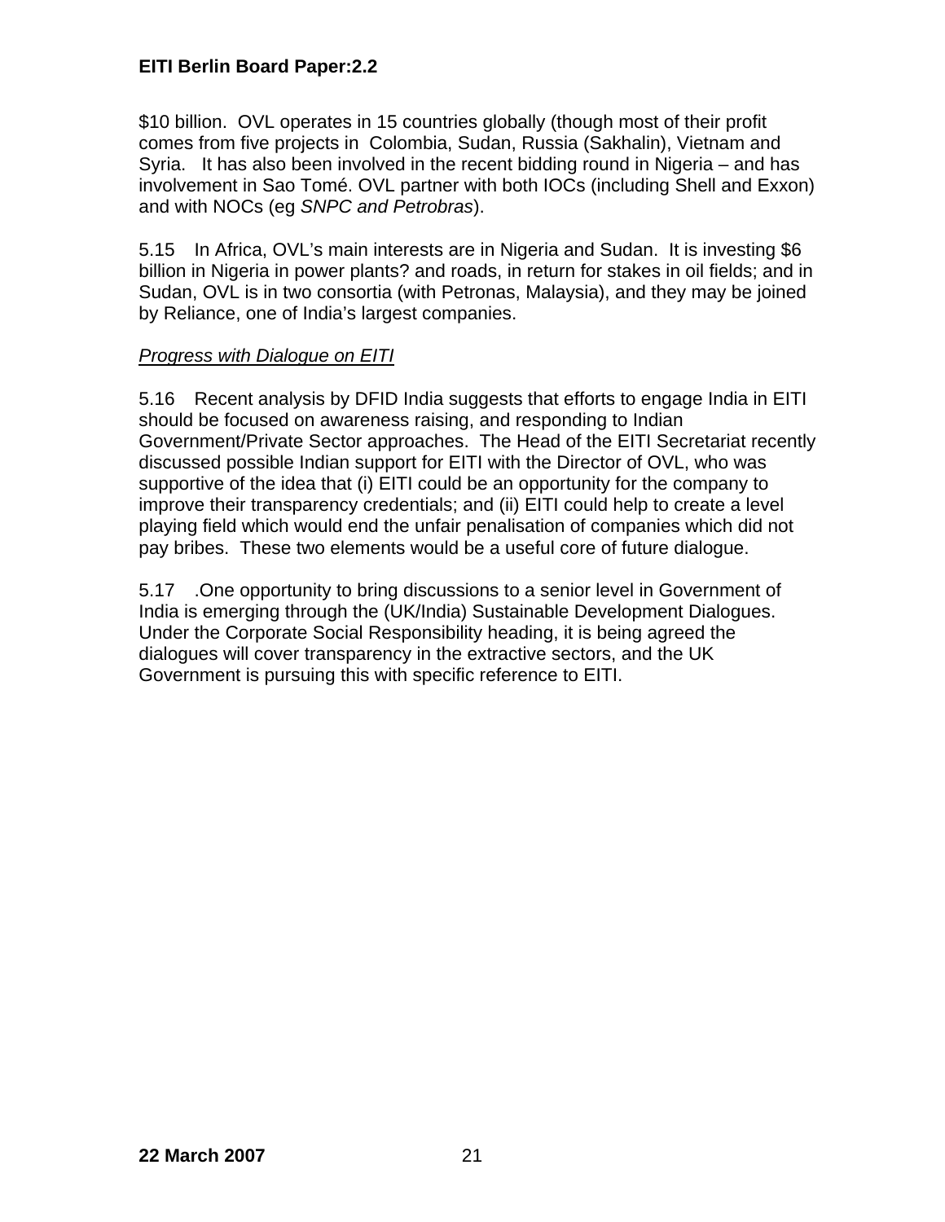$10 billion.  OVL operates in 15 countries globally (though most of their profit comes from five projects in  Colombia, Sudan, Russia (Sakhalin), Vietnam and Syria.   It has also been involved in the recent bidding round in Nigeria – and has involvement in Sao Tomé. OVL partner with both IOCs (including Shell and Exxon) and with NOCs (eg *SNPC and Petrobras*).

5.15    In Africa, OVL's main interests are in Nigeria and Sudan.  It is investing $6 billion in Nigeria in power plants? and roads, in return for stakes in oil fields; and in Sudan, OVL is in two consortia (with Petronas, Malaysia), and they may be joined by Reliance, one of India's largest companies.

*Progress with Dialogue on EITI*

5.16    Recent analysis by DFID India suggests that efforts to engage India in EITI should be focused on awareness raising, and responding to Indian Government/Private Sector approaches.  The Head of the EITI Secretariat recently discussed possible Indian support for EITI with the Director of OVL, who was supportive of the idea that (i) EITI could be an opportunity for the company to improve their transparency credentials; and (ii) EITI could help to create a level playing field which would end the unfair penalisation of companies which did not pay bribes.  These two elements would be a useful core of future dialogue.

5.17    .One opportunity to bring discussions to a senior level in Government of India is emerging through the (UK/India) Sustainable Development Dialogues. Under the Corporate Social Responsibility heading, it is being agreed the dialogues will cover transparency in the extractive sectors, and the UK Government is pursuing this with specific reference to EITI.